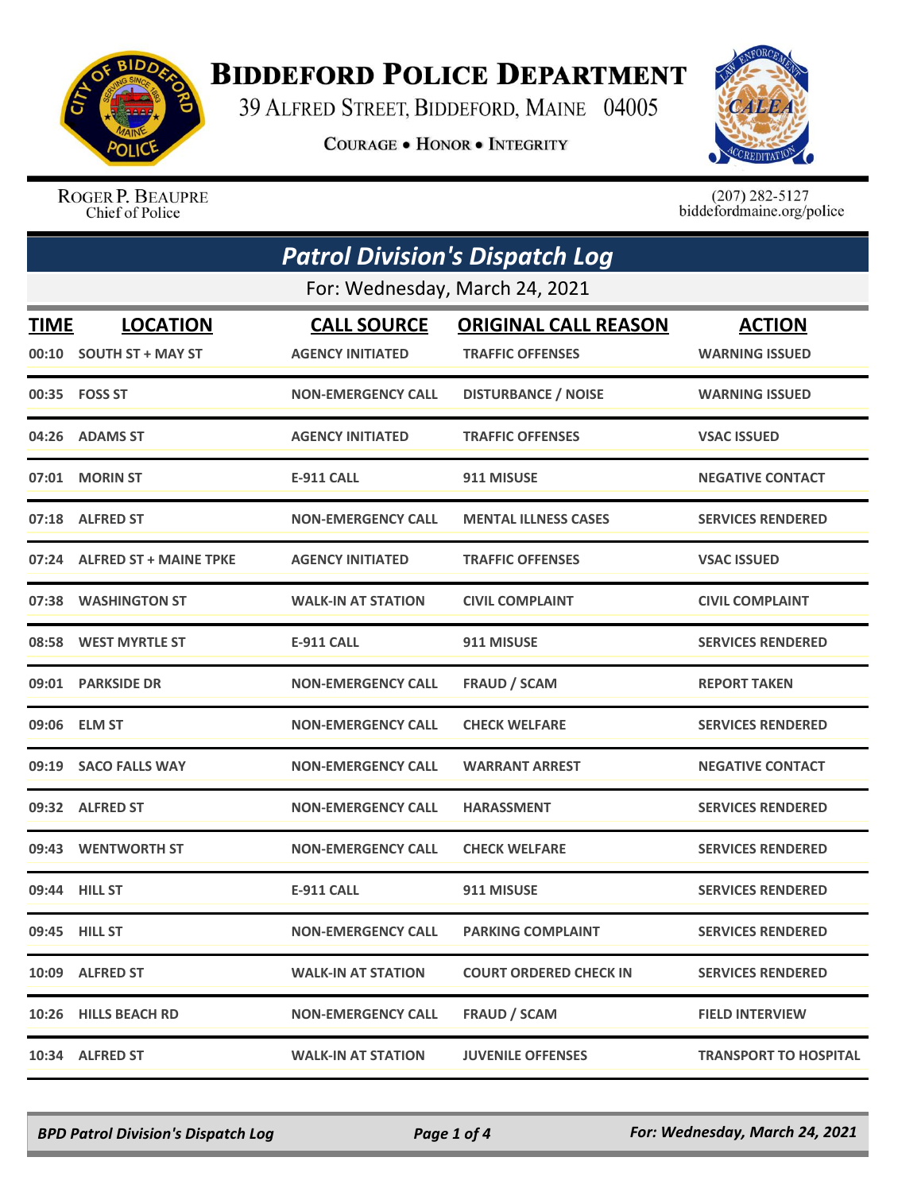# BIDDEFORD POLICE DEPARTMENT

39 ALFRED STREET, BIDDEFORD, MAINE 04005

COURAGE • HONOR • INTEGRITY

ROGER P. BEAUPRE
Chief of Police

(207) 282-5127
biddefordmaine.org/police

## *Patrol Division's Dispatch Log*

For: Wednesday, March 24, 2021

| TIME | LOCATION | CALL SOURCE | ORIGINAL CALL REASON | ACTION |
|---|---|---|---|---|
| 00:10 | SOUTH ST + MAY ST | AGENCY INITIATED | TRAFFIC OFFENSES | WARNING ISSUED |
| 00:35 | FOSS ST | NON-EMERGENCY CALL | DISTURBANCE / NOISE | WARNING ISSUED |
| 04:26 | ADAMS ST | AGENCY INITIATED | TRAFFIC OFFENSES | VSAC ISSUED |
| 07:01 | MORIN ST | E-911 CALL | 911 MISUSE | NEGATIVE CONTACT |
| 07:18 | ALFRED ST | NON-EMERGENCY CALL | MENTAL ILLNESS CASES | SERVICES RENDERED |
| 07:24 | ALFRED ST + MAINE TPKE | AGENCY INITIATED | TRAFFIC OFFENSES | VSAC ISSUED |
| 07:38 | WASHINGTON ST | WALK-IN AT STATION | CIVIL COMPLAINT | CIVIL COMPLAINT |
| 08:58 | WEST MYRTLE ST | E-911 CALL | 911 MISUSE | SERVICES RENDERED |
| 09:01 | PARKSIDE DR | NON-EMERGENCY CALL | FRAUD / SCAM | REPORT TAKEN |
| 09:06 | ELM ST | NON-EMERGENCY CALL | CHECK WELFARE | SERVICES RENDERED |
| 09:19 | SACO FALLS WAY | NON-EMERGENCY CALL | WARRANT ARREST | NEGATIVE CONTACT |
| 09:32 | ALFRED ST | NON-EMERGENCY CALL | HARASSMENT | SERVICES RENDERED |
| 09:43 | WENTWORTH ST | NON-EMERGENCY CALL | CHECK WELFARE | SERVICES RENDERED |
| 09:44 | HILL ST | E-911 CALL | 911 MISUSE | SERVICES RENDERED |
| 09:45 | HILL ST | NON-EMERGENCY CALL | PARKING COMPLAINT | SERVICES RENDERED |
| 10:09 | ALFRED ST | WALK-IN AT STATION | COURT ORDERED CHECK IN | SERVICES RENDERED |
| 10:26 | HILLS BEACH RD | NON-EMERGENCY CALL | FRAUD / SCAM | FIELD INTERVIEW |
| 10:34 | ALFRED ST | WALK-IN AT STATION | JUVENILE OFFENSES | TRANSPORT TO HOSPITAL |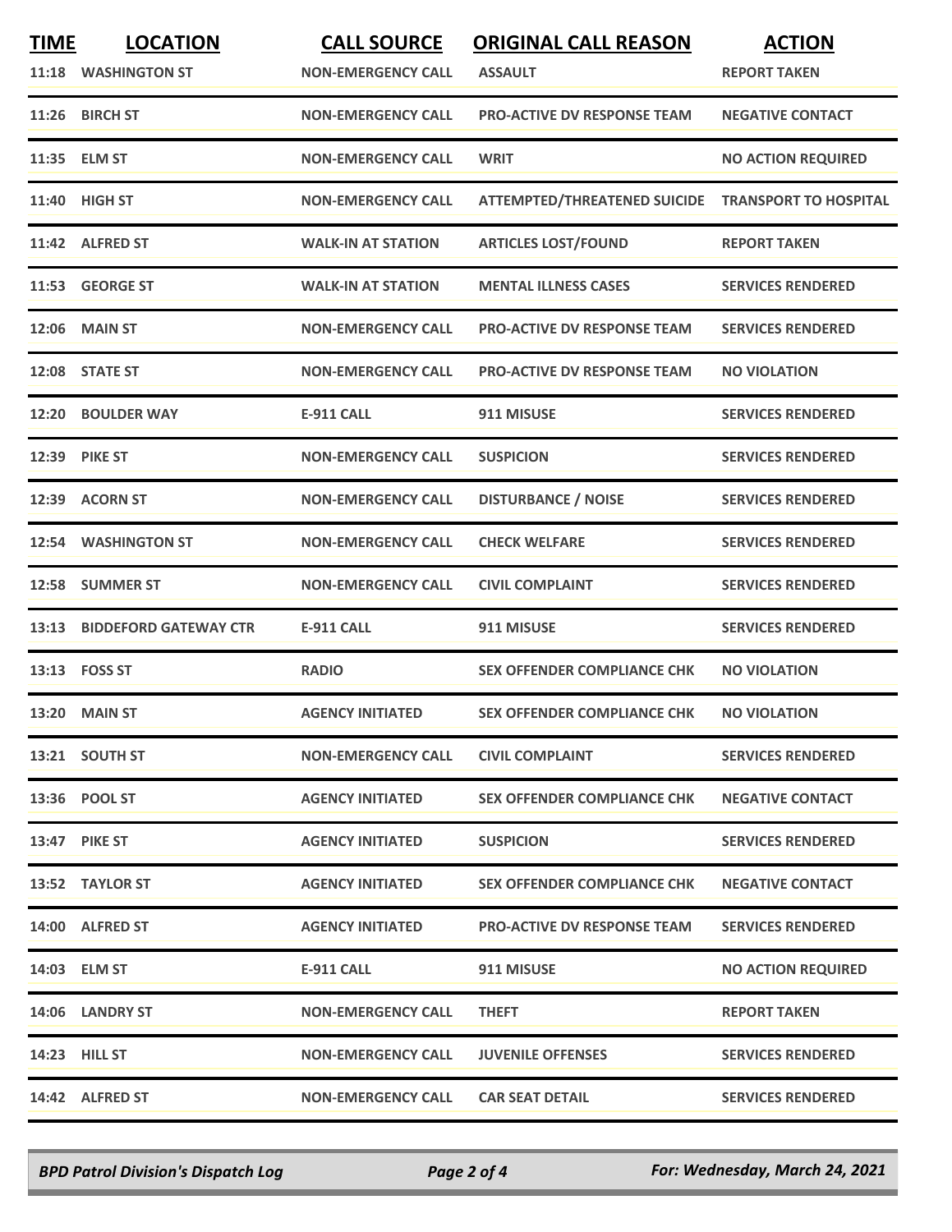| TIME | LOCATION | CALL SOURCE | ORIGINAL CALL REASON | ACTION |
|---|---|---|---|---|
| 11:18 | WASHINGTON ST | NON-EMERGENCY CALL | ASSAULT | REPORT TAKEN |
| 11:26 | BIRCH ST | NON-EMERGENCY CALL | PRO-ACTIVE DV RESPONSE TEAM | NEGATIVE CONTACT |
| 11:35 | ELM ST | NON-EMERGENCY CALL | WRIT | NO ACTION REQUIRED |
| 11:40 | HIGH ST | NON-EMERGENCY CALL | ATTEMPTED/THREATENED SUICIDE | TRANSPORT TO HOSPITAL |
| 11:42 | ALFRED ST | WALK-IN AT STATION | ARTICLES LOST/FOUND | REPORT TAKEN |
| 11:53 | GEORGE ST | WALK-IN AT STATION | MENTAL ILLNESS CASES | SERVICES RENDERED |
| 12:06 | MAIN ST | NON-EMERGENCY CALL | PRO-ACTIVE DV RESPONSE TEAM | SERVICES RENDERED |
| 12:08 | STATE ST | NON-EMERGENCY CALL | PRO-ACTIVE DV RESPONSE TEAM | NO VIOLATION |
| 12:20 | BOULDER WAY | E-911 CALL | 911 MISUSE | SERVICES RENDERED |
| 12:39 | PIKE ST | NON-EMERGENCY CALL | SUSPICION | SERVICES RENDERED |
| 12:39 | ACORN ST | NON-EMERGENCY CALL | DISTURBANCE / NOISE | SERVICES RENDERED |
| 12:54 | WASHINGTON ST | NON-EMERGENCY CALL | CHECK WELFARE | SERVICES RENDERED |
| 12:58 | SUMMER ST | NON-EMERGENCY CALL | CIVIL COMPLAINT | SERVICES RENDERED |
| 13:13 | BIDDEFORD GATEWAY CTR | E-911 CALL | 911 MISUSE | SERVICES RENDERED |
| 13:13 | FOSS ST | RADIO | SEX OFFENDER COMPLIANCE CHK | NO VIOLATION |
| 13:20 | MAIN ST | AGENCY INITIATED | SEX OFFENDER COMPLIANCE CHK | NO VIOLATION |
| 13:21 | SOUTH ST | NON-EMERGENCY CALL | CIVIL COMPLAINT | SERVICES RENDERED |
| 13:36 | POOL ST | AGENCY INITIATED | SEX OFFENDER COMPLIANCE CHK | NEGATIVE CONTACT |
| 13:47 | PIKE ST | AGENCY INITIATED | SUSPICION | SERVICES RENDERED |
| 13:52 | TAYLOR ST | AGENCY INITIATED | SEX OFFENDER COMPLIANCE CHK | NEGATIVE CONTACT |
| 14:00 | ALFRED ST | AGENCY INITIATED | PRO-ACTIVE DV RESPONSE TEAM | SERVICES RENDERED |
| 14:03 | ELM ST | E-911 CALL | 911 MISUSE | NO ACTION REQUIRED |
| 14:06 | LANDRY ST | NON-EMERGENCY CALL | THEFT | REPORT TAKEN |
| 14:23 | HILL ST | NON-EMERGENCY CALL | JUVENILE OFFENSES | SERVICES RENDERED |
| 14:42 | ALFRED ST | NON-EMERGENCY CALL | CAR SEAT DETAIL | SERVICES RENDERED |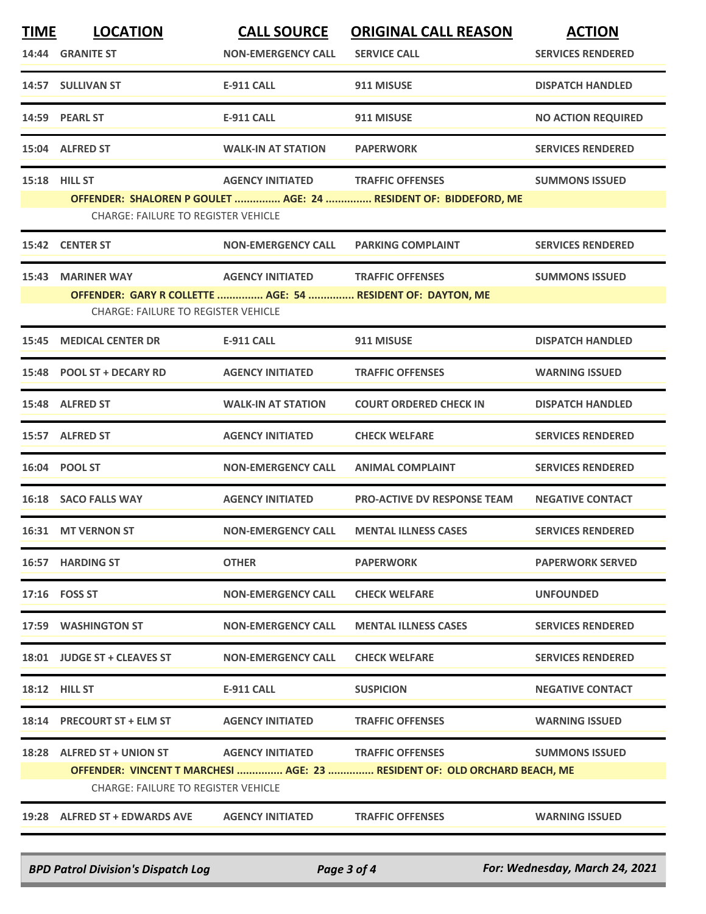| TIME | LOCATION | CALL SOURCE | ORIGINAL CALL REASON | ACTION |
|---|---|---|---|---|
| 14:44 | GRANITE ST | NON-EMERGENCY CALL | SERVICE CALL | SERVICES RENDERED |
| 14:57 | SULLIVAN ST | E-911 CALL | 911 MISUSE | DISPATCH HANDLED |
| 14:59 | PEARL ST | E-911 CALL | 911 MISUSE | NO ACTION REQUIRED |
| 15:04 | ALFRED ST | WALK-IN AT STATION | PAPERWORK | SERVICES RENDERED |
| 15:18 | HILL ST | AGENCY INITIATED | TRAFFIC OFFENSES | SUMMONS ISSUED |
| | OFFENDER: SHALOREN P GOULET ............... AGE: 24 ............... RESIDENT OF: BIDDEFORD, ME | | | |
| | CHARGE: FAILURE TO REGISTER VEHICLE | | | |
| 15:42 | CENTER ST | NON-EMERGENCY CALL | PARKING COMPLAINT | SERVICES RENDERED |
| 15:43 | MARINER WAY | AGENCY INITIATED | TRAFFIC OFFENSES | SUMMONS ISSUED |
| | OFFENDER: GARY R COLLETTE ............... AGE: 54 ............... RESIDENT OF: DAYTON, ME | | | |
| | CHARGE: FAILURE TO REGISTER VEHICLE | | | |
| 15:45 | MEDICAL CENTER DR | E-911 CALL | 911 MISUSE | DISPATCH HANDLED |
| 15:48 | POOL ST + DECARY RD | AGENCY INITIATED | TRAFFIC OFFENSES | WARNING ISSUED |
| 15:48 | ALFRED ST | WALK-IN AT STATION | COURT ORDERED CHECK IN | DISPATCH HANDLED |
| 15:57 | ALFRED ST | AGENCY INITIATED | CHECK WELFARE | SERVICES RENDERED |
| 16:04 | POOL ST | NON-EMERGENCY CALL | ANIMAL COMPLAINT | SERVICES RENDERED |
| 16:18 | SACO FALLS WAY | AGENCY INITIATED | PRO-ACTIVE DV RESPONSE TEAM | NEGATIVE CONTACT |
| 16:31 | MT VERNON ST | NON-EMERGENCY CALL | MENTAL ILLNESS CASES | SERVICES RENDERED |
| 16:57 | HARDING ST | OTHER | PAPERWORK | PAPERWORK SERVED |
| 17:16 | FOSS ST | NON-EMERGENCY CALL | CHECK WELFARE | UNFOUNDED |
| 17:59 | WASHINGTON ST | NON-EMERGENCY CALL | MENTAL ILLNESS CASES | SERVICES RENDERED |
| 18:01 | JUDGE ST + CLEAVES ST | NON-EMERGENCY CALL | CHECK WELFARE | SERVICES RENDERED |
| 18:12 | HILL ST | E-911 CALL | SUSPICION | NEGATIVE CONTACT |
| 18:14 | PRECOURT ST + ELM ST | AGENCY INITIATED | TRAFFIC OFFENSES | WARNING ISSUED |
| 18:28 | ALFRED ST + UNION ST | AGENCY INITIATED | TRAFFIC OFFENSES | SUMMONS ISSUED |
| | OFFENDER: VINCENT T MARCHESI ............... AGE: 23 ............... RESIDENT OF: OLD ORCHARD BEACH, ME | | | |
| | CHARGE: FAILURE TO REGISTER VEHICLE | | | |
| 19:28 | ALFRED ST + EDWARDS AVE | AGENCY INITIATED | TRAFFIC OFFENSES | WARNING ISSUED |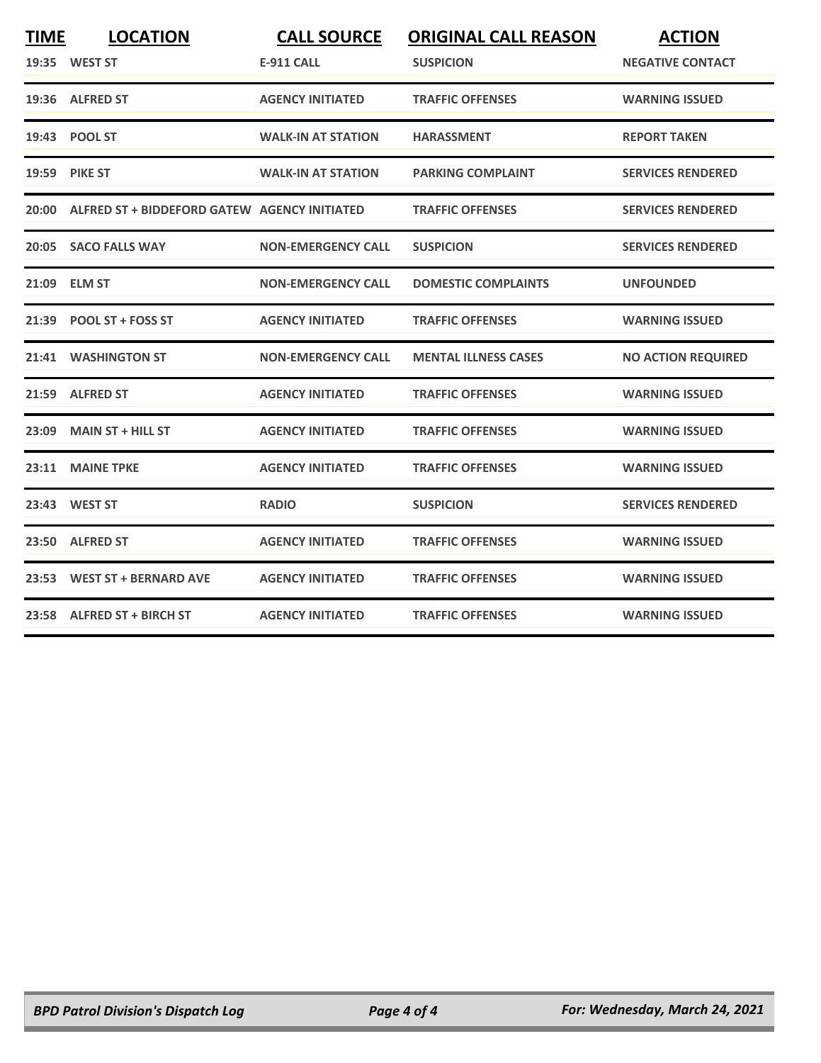| TIME | LOCATION | CALL SOURCE | ORIGINAL CALL REASON | ACTION |
|---|---|---|---|---|
| 19:35 | WEST ST | E-911 CALL | SUSPICION | NEGATIVE CONTACT |
| 19:36 | ALFRED ST | AGENCY INITIATED | TRAFFIC OFFENSES | WARNING ISSUED |
| 19:43 | POOL ST | WALK-IN AT STATION | HARASSMENT | REPORT TAKEN |
| 19:59 | PIKE ST | WALK-IN AT STATION | PARKING COMPLAINT | SERVICES RENDERED |
| 20:00 | ALFRED ST + BIDDEFORD GATEW | AGENCY INITIATED | TRAFFIC OFFENSES | SERVICES RENDERED |
| 20:05 | SACO FALLS WAY | NON-EMERGENCY CALL | SUSPICION | SERVICES RENDERED |
| 21:09 | ELM ST | NON-EMERGENCY CALL | DOMESTIC COMPLAINTS | UNFOUNDED |
| 21:39 | POOL ST + FOSS ST | AGENCY INITIATED | TRAFFIC OFFENSES | WARNING ISSUED |
| 21:41 | WASHINGTON ST | NON-EMERGENCY CALL | MENTAL ILLNESS CASES | NO ACTION REQUIRED |
| 21:59 | ALFRED ST | AGENCY INITIATED | TRAFFIC OFFENSES | WARNING ISSUED |
| 23:09 | MAIN ST + HILL ST | AGENCY INITIATED | TRAFFIC OFFENSES | WARNING ISSUED |
| 23:11 | MAINE TPKE | AGENCY INITIATED | TRAFFIC OFFENSES | WARNING ISSUED |
| 23:43 | WEST ST | RADIO | SUSPICION | SERVICES RENDERED |
| 23:50 | ALFRED ST | AGENCY INITIATED | TRAFFIC OFFENSES | WARNING ISSUED |
| 23:53 | WEST ST + BERNARD AVE | AGENCY INITIATED | TRAFFIC OFFENSES | WARNING ISSUED |
| 23:58 | ALFRED ST + BIRCH ST | AGENCY INITIATED | TRAFFIC OFFENSES | WARNING ISSUED |